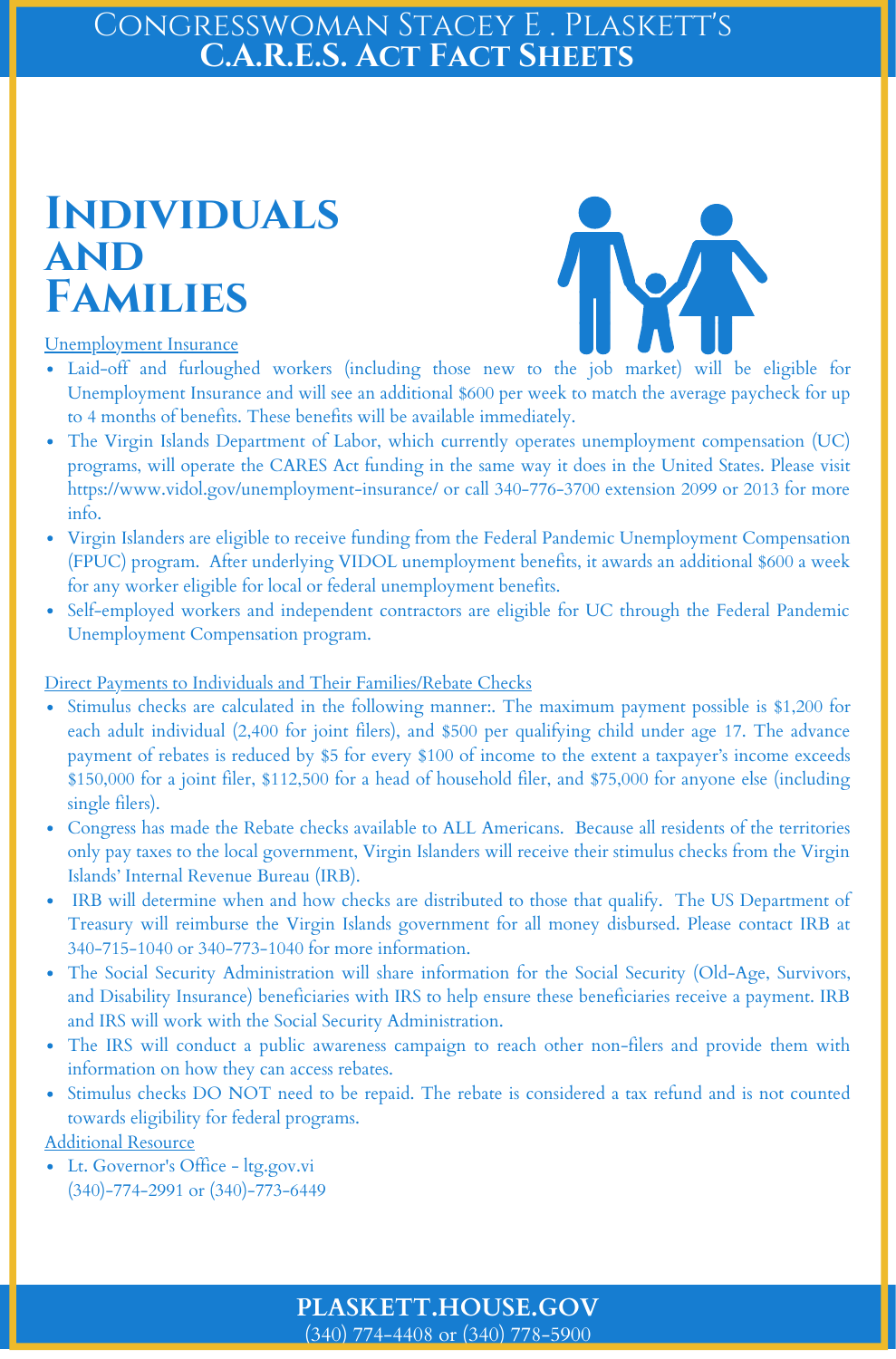# Congresswoman Stacey E . Plaskett's
# C.A.R.E.S. Act Fact Sheets

## Individuals and Families

### Unemployment Insurance

- Laid-off and furloughed workers (including those new to the job market) will be eligible for Unemployment Insurance and will see an additional $600 per week to match the average paycheck for up to 4 months of benefits. These benefits will be available immediately.
- The Virgin Islands Department of Labor, which currently operates unemployment compensation (UC) programs, will operate the CARES Act funding in the same way it does in the United States. Please visit https://www.vidol.gov/unemployment-insurance/ or call 340-776-3700 extension 2099 or 2013 for more info.
- Virgin Islanders are eligible to receive funding from the Federal Pandemic Unemployment Compensation (FPUC) program. After underlying VIDOL unemployment benefits, it awards an additional $600 a week for any worker eligible for local or federal unemployment benefits.
- Self-employed workers and independent contractors are eligible for UC through the Federal Pandemic Unemployment Compensation program.

### Direct Payments to Individuals and Their Families/Rebate Checks

- Stimulus checks are calculated in the following manner:. The maximum payment possible is $1,200 for each adult individual (2,400 for joint filers), and $500 per qualifying child under age 17. The advance payment of rebates is reduced by $5 for every $100 of income to the extent a taxpayer's income exceeds $150,000 for a joint filer, $112,500 for a head of household filer, and $75,000 for anyone else (including single filers).
- Congress has made the Rebate checks available to ALL Americans. Because all residents of the territories only pay taxes to the local government, Virgin Islanders will receive their stimulus checks from the Virgin Islands' Internal Revenue Bureau (IRB).
- IRB will determine when and how checks are distributed to those that qualify. The US Department of Treasury will reimburse the Virgin Islands government for all money disbursed. Please contact IRB at 340-715-1040 or 340-773-1040 for more information.
- The Social Security Administration will share information for the Social Security (Old-Age, Survivors, and Disability Insurance) beneficiaries with IRS to help ensure these beneficiaries receive a payment. IRB and IRS will work with the Social Security Administration.
- The IRS will conduct a public awareness campaign to reach other non-filers and provide them with information on how they can access rebates.
- Stimulus checks DO NOT need to be repaid. The rebate is considered a tax refund and is not counted towards eligibility for federal programs.

### Additional Resource

- Lt. Governor's Office - ltg.gov.vi
  (340)-774-2991 or (340)-773-6449

**PLASKETT.HOUSE.GOV**
(340) 774-4408 or (340) 778-5900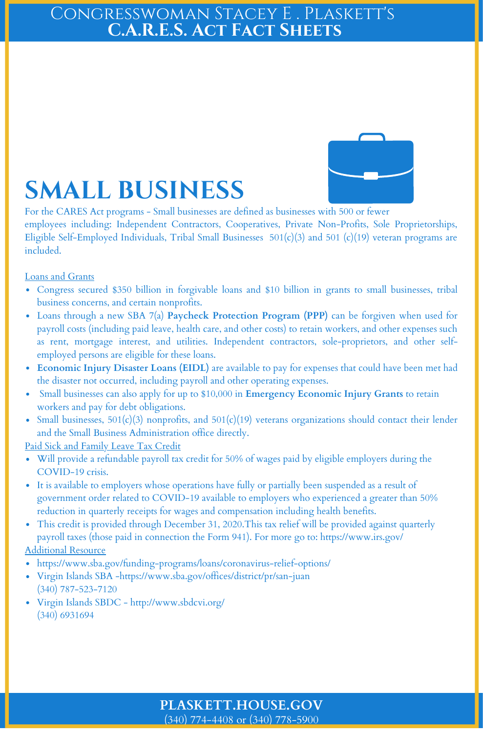# SMALL BUSINESS

For the CARES Act programs - Small businesses are defined as businesses with 500 or fewer employees including: Independent Contractors, Cooperatives, Private Non-Profits, Sole Proprietorships, Eligible Self-Employed Individuals, Tribal Small Businesses 501(c)(3) and 501 (c)(19) veteran programs are included.

Loans and Grants

- Congress secured $350 billion in forgivable loans and $10 billion in grants to small businesses, tribal business concerns, and certain nonprofits.
- Loans through a new SBA 7(a) **Paycheck Protection Program (PPP)** can be forgiven when used for payroll costs (including paid leave, health care, and other costs) to retain workers, and other expenses such as rent, mortgage interest, and utilities. Independent contractors, sole-proprietors, and other self-employed persons are eligible for these loans.
- **Economic Injury Disaster Loans (EIDL)** are available to pay for expenses that could have been met had the disaster not occurred, including payroll and other operating expenses.
- Small businesses can also apply for up to $10,000 in **Emergency Economic Injury Grants** to retain workers and pay for debt obligations.
- Small businesses, 501(c)(3) nonprofits, and 501(c)(19) veterans organizations should contact their lender and the Small Business Administration office directly.

Paid Sick and Family Leave Tax Credit

- Will provide a refundable payroll tax credit for 50% of wages paid by eligible employers during the COVID-19 crisis.
- It is available to employers whose operations have fully or partially been suspended as a result of government order related to COVID-19 available to employers who experienced a greater than 50% reduction in quarterly receipts for wages and compensation including health benefits.
- This credit is provided through December 31, 2020.This tax relief will be provided against quarterly payroll taxes (those paid in connection the Form 941). For more go to: https://www.irs.gov/

Additional Resource

- https://www.sba.gov/funding-programs/loans/coronavirus-relief-options/
- Virgin Islands SBA -https://www.sba.gov/offices/district/pr/san-juan (340) 787-523-7120
- Virgin Islands SBDC - http://www.sbdcvi.org/ (340) 6931694

**PLASKETT.HOUSE.GOV**
(340) 774-4408 or (340) 778-5900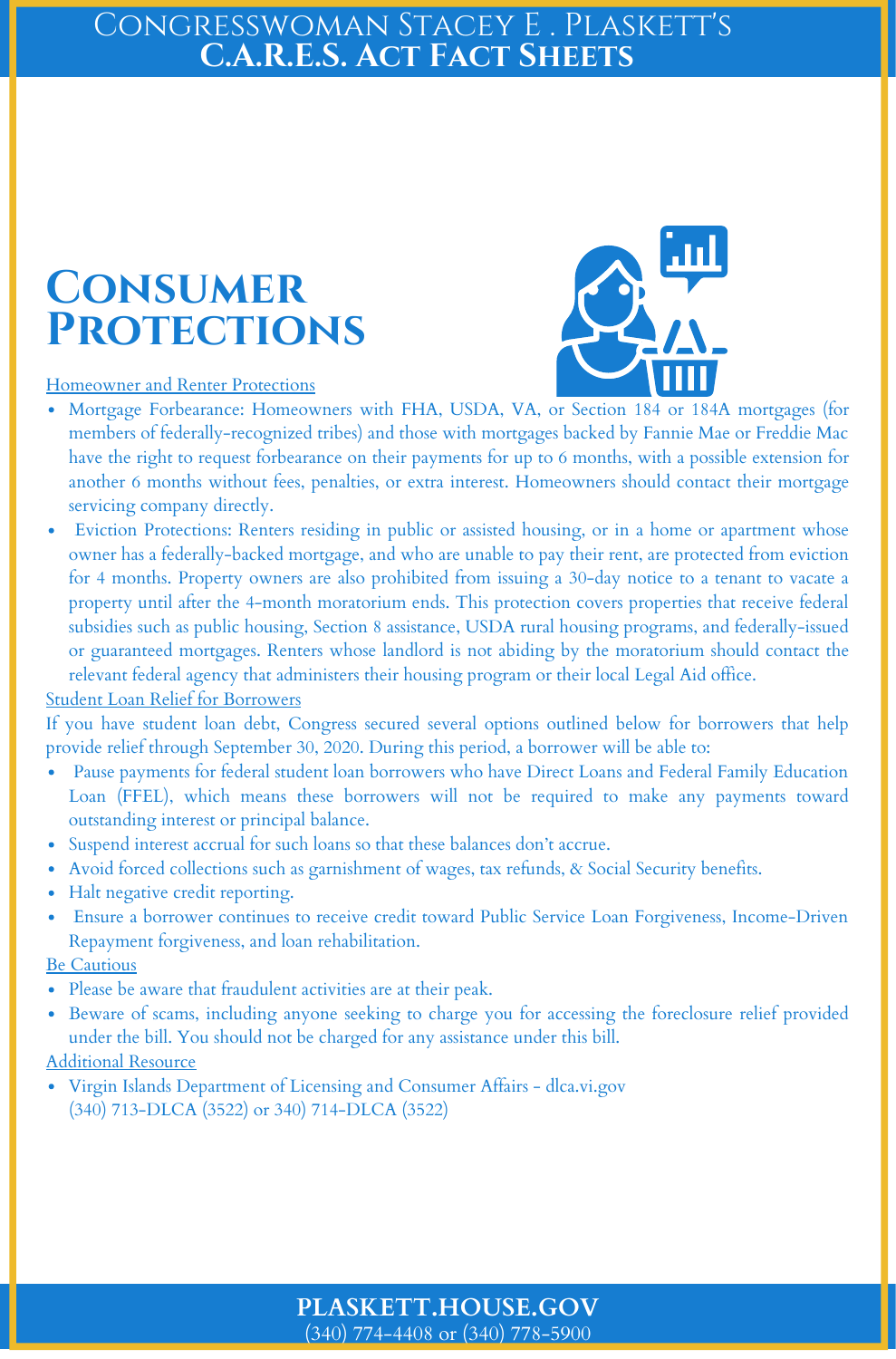# Consumer Protections

Homeowner and Renter Protections

- Mortgage Forbearance: Homeowners with FHA, USDA, VA, or Section 184 or 184A mortgages (for members of federally-recognized tribes) and those with mortgages backed by Fannie Mae or Freddie Mac have the right to request forbearance on their payments for up to 6 months, with a possible extension for another 6 months without fees, penalties, or extra interest. Homeowners should contact their mortgage servicing company directly.
- Eviction Protections: Renters residing in public or assisted housing, or in a home or apartment whose owner has a federally-backed mortgage, and who are unable to pay their rent, are protected from eviction for 4 months. Property owners are also prohibited from issuing a 30-day notice to a tenant to vacate a property until after the 4-month moratorium ends. This protection covers properties that receive federal subsidies such as public housing, Section 8 assistance, USDA rural housing programs, and federally-issued or guaranteed mortgages. Renters whose landlord is not abiding by the moratorium should contact the relevant federal agency that administers their housing program or their local Legal Aid office.

Student Loan Relief for Borrowers

If you have student loan debt, Congress secured several options outlined below for borrowers that help provide relief through September 30, 2020. During this period, a borrower will be able to:

- Pause payments for federal student loan borrowers who have Direct Loans and Federal Family Education Loan (FFEL), which means these borrowers will not be required to make any payments toward outstanding interest or principal balance.
- Suspend interest accrual for such loans so that these balances don't accrue.
- Avoid forced collections such as garnishment of wages, tax refunds, & Social Security benefits.
- Halt negative credit reporting.
- Ensure a borrower continues to receive credit toward Public Service Loan Forgiveness, Income-Driven Repayment forgiveness, and loan rehabilitation.

Be Cautious

- Please be aware that fraudulent activities are at their peak.
- Beware of scams, including anyone seeking to charge you for accessing the foreclosure relief provided under the bill. You should not be charged for any assistance under this bill.

Additional Resource

- Virgin Islands Department of Licensing and Consumer Affairs - dlca.vi.gov
  (340) 713-DLCA (3522) or 340) 714-DLCA (3522)